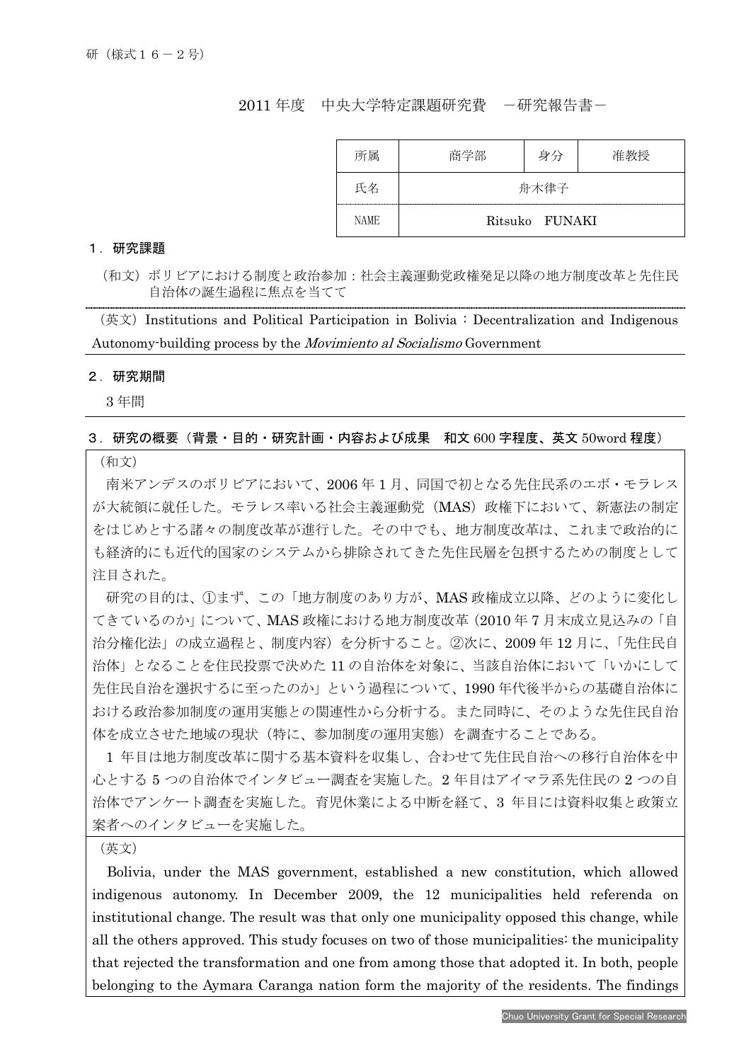研（様式１６－２号）

# 2011 年度　中央大学特定課題研究費　－研究報告書－

| 所属 | 商学部 | 身分 | 准教授 |
|---|---|---|---|
| 氏名 | 舟木律子 | | |
| NAME | Ritsuko　FUNAKI | | |

## １．研究課題

（和文）ボリビアにおける制度と政治参加：社会主義運動党政権発足以降の地方制度改革と先住民自治体の誕生過程に焦点を当てて

（英文）Institutions and Political Participation in Bolivia：Decentralization and Indigenous Autonomy-building process by the *Movimiento al Socialismo* Government

## ２．研究期間

3 年間

## ３．研究の概要（背景・目的・研究計画・内容および成果　和文 600 字程度、英文 50word 程度）

（和文）

南米アンデスのボリビアにおいて、2006 年 1 月、同国で初となる先住民系のエボ・モラレスが大統領に就任した。モラレス率いる社会主義運動党（MAS）政権下において、新憲法の制定をはじめとする諸々の制度改革が進行した。その中でも、地方制度改革は、これまで政治的にも経済的にも近代的国家のシステムから排除されてきた先住民層を包摂するための制度として注目された。

研究の目的は、①まず、この「地方制度のあり方が、MAS 政権成立以降、どのように変化してきているのか」について、MAS 政権における地方制度改革（2010 年 7 月末成立見込みの「自治分権化法」の成立過程と、制度内容）を分析すること。②次に、2009 年 12 月に、「先住民自治体」となることを住民投票で決めた 11 の自治体を対象に、当該自治体において「いかにして先住民自治を選択するに至ったのか」という過程について、1990 年代後半からの基礎自治体における政治参加制度の運用実態との関連性から分析する。また同時に、そのような先住民自治体を成立させた地域の現状（特に、参加制度の運用実態）を調査することである。

1 年目は地方制度改革に関する基本資料を収集し、合わせて先住民自治への移行自治体を中心とする 5 つの自治体でインタビュー調査を実施した。2 年目はアイマラ系先住民の 2 つの自治体でアンケート調査を実施した。育児休業による中断を経て、3 年目には資料収集と政策立案者へのインタビューを実施した。

（英文）

Bolivia, under the MAS government, established a new constitution, which allowed indigenous autonomy. In December 2009, the 12 municipalities held referenda on institutional change. The result was that only one municipality opposed this change, while all the others approved. This study focuses on two of those municipalities: the municipality that rejected the transformation and one from among those that adopted it. In both, people belonging to the Aymara Caranga nation form the majority of the residents. The findings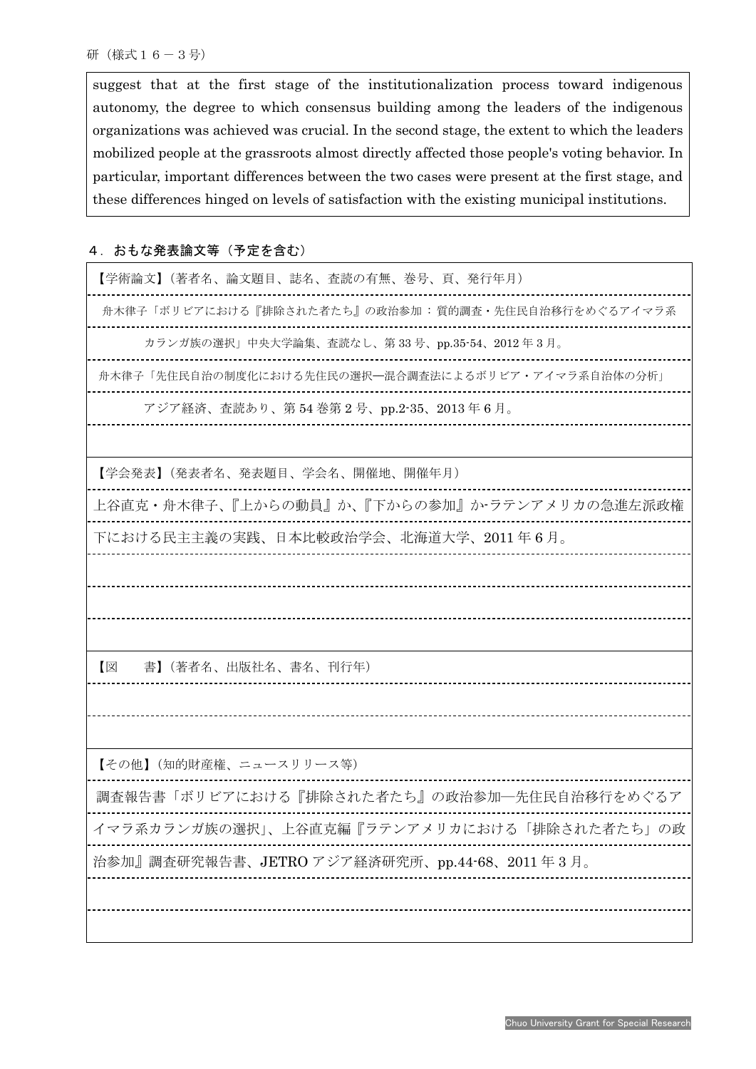研（様式１６－３号）

suggest that at the first stage of the institutionalization process toward indigenous autonomy, the degree to which consensus building among the leaders of the indigenous organizations was achieved was crucial. In the second stage, the extent to which the leaders mobilized people at the grassroots almost directly affected those people's voting behavior. In particular, important differences between the two cases were present at the first stage, and these differences hinged on levels of satisfaction with the existing municipal institutions.

## ４．おもな発表論文等（予定を含む）

【学術論文】（著者名、論文題目、誌名、査読の有無、巻号、頁、発行年月）

舟木律子「ボリビアにおける『排除された者たち』の政治参加 ：質的調査・先住民自治移行をめぐるアイマラ系カランガ族の選択」中央大学論集、査読なし、第 33 号、pp.35-54、2012 年 3 月。

舟木律子「先住民自治の制度化における先住民の選択―混合調査法によるボリビア・アイマラ系自治体の分析」アジア経済、査読あり、第 54 巻第 2 号、pp.2-35、2013 年 6 月。

【学会発表】（発表者名、発表題目、学会名、開催地、開催年月）

上谷直克・舟木律子、『上からの動員』か、『下からの参加』か-ラテンアメリカの急進左派政権下における民主主義の実践、日本比較政治学会、北海道大学、2011 年 6 月。

【図　　書】（著者名、出版社名、書名、刊行年）

【その他】（知的財産権、ニュースリリース等）

調査報告書「ボリビアにおける『排除された者たち』の政治参加―先住民自治移行をめぐるアイマラ系カランガ族の選択」、上谷直克編『ラテンアメリカにおける「排除された者たち」の政治参加』調査研究報告書、JETRO アジア経済研究所、pp.44-68、2011 年 3 月。